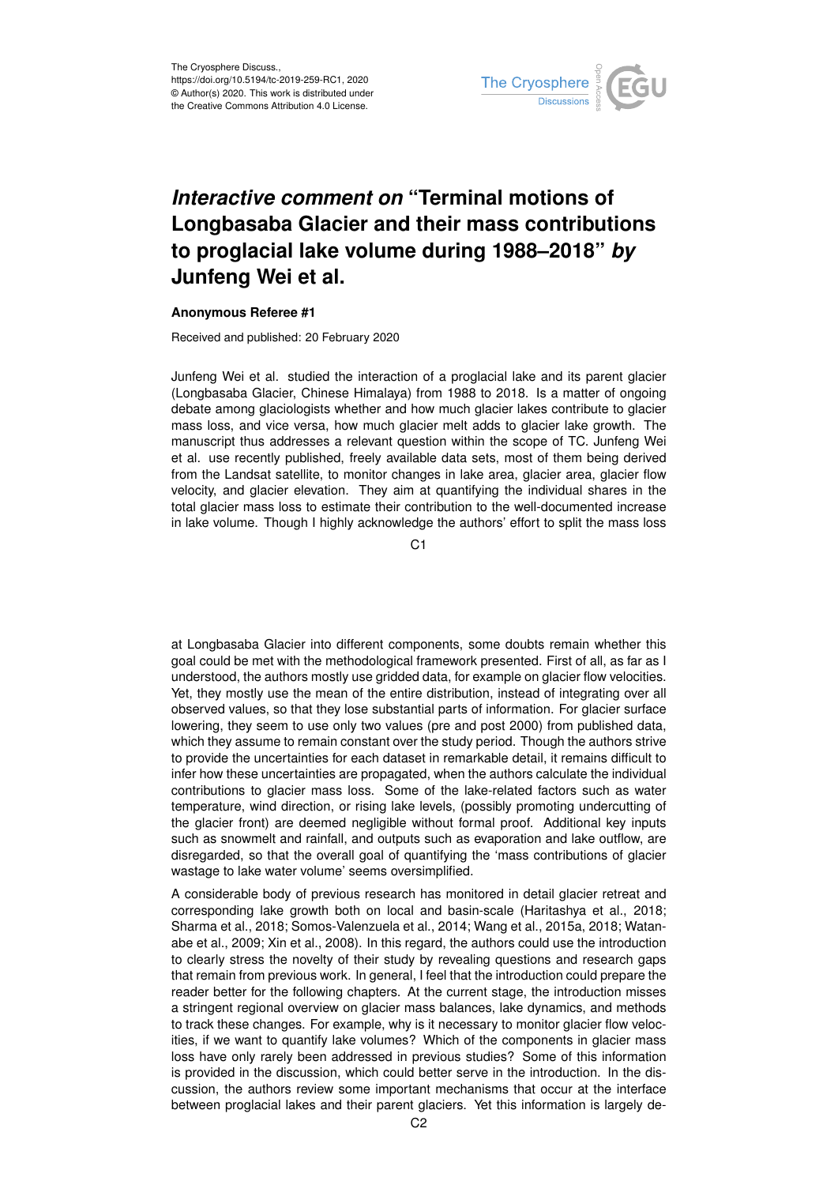The Cryosphere Discuss.,
https://doi.org/10.5194/tc-2019-259-RC1, 2020
© Author(s) 2020. This work is distributed under
the Creative Commons Attribution 4.0 License.

# *Interactive comment on* "Terminal motions of Longbasaba Glacier and their mass contributions to proglacial lake volume during 1988–2018" *by* Junfeng Wei et al.

**Anonymous Referee #1**

Received and published: 20 February 2020

Junfeng Wei et al. studied the interaction of a proglacial lake and its parent glacier (Longbasaba Glacier, Chinese Himalaya) from 1988 to 2018. Is a matter of ongoing debate among glaciologists whether and how much glacier lakes contribute to glacier mass loss, and vice versa, how much glacier melt adds to glacier lake growth. The manuscript thus addresses a relevant question within the scope of TC. Junfeng Wei et al. use recently published, freely available data sets, most of them being derived from the Landsat satellite, to monitor changes in lake area, glacier area, glacier flow velocity, and glacier elevation. They aim at quantifying the individual shares in the total glacier mass loss to estimate their contribution to the well-documented increase in lake volume. Though I highly acknowledge the authors' effort to split the mass loss at Longbasaba Glacier into different components, some doubts remain whether this goal could be met with the methodological framework presented. First of all, as far as I understood, the authors mostly use gridded data, for example on glacier flow velocities. Yet, they mostly use the mean of the entire distribution, instead of integrating over all observed values, so that they lose substantial parts of information. For glacier surface lowering, they seem to use only two values (pre and post 2000) from published data, which they assume to remain constant over the study period. Though the authors strive to provide the uncertainties for each dataset in remarkable detail, it remains difficult to infer how these uncertainties are propagated, when the authors calculate the individual contributions to glacier mass loss. Some of the lake-related factors such as water temperature, wind direction, or rising lake levels, (possibly promoting undercutting of the glacier front) are deemed negligible without formal proof. Additional key inputs such as snowmelt and rainfall, and outputs such as evaporation and lake outflow, are disregarded, so that the overall goal of quantifying the 'mass contributions of glacier wastage to lake water volume' seems oversimplified.

A considerable body of previous research has monitored in detail glacier retreat and corresponding lake growth both on local and basin-scale (Haritashya et al., 2018; Sharma et al., 2018; Somos-Valenzuela et al., 2014; Wang et al., 2015a, 2018; Watanabe et al., 2009; Xin et al., 2008). In this regard, the authors could use the introduction to clearly stress the novelty of their study by revealing questions and research gaps that remain from previous work. In general, I feel that the introduction could prepare the reader better for the following chapters. At the current stage, the introduction misses a stringent regional overview on glacier mass balances, lake dynamics, and methods to track these changes. For example, why is it necessary to monitor glacier flow velocities, if we want to quantify lake volumes? Which of the components in glacier mass loss have only rarely been addressed in previous studies? Some of this information is provided in the discussion, which could better serve in the introduction. In the discussion, the authors review some important mechanisms that occur at the interface between proglacial lakes and their parent glaciers. Yet this information is largely de-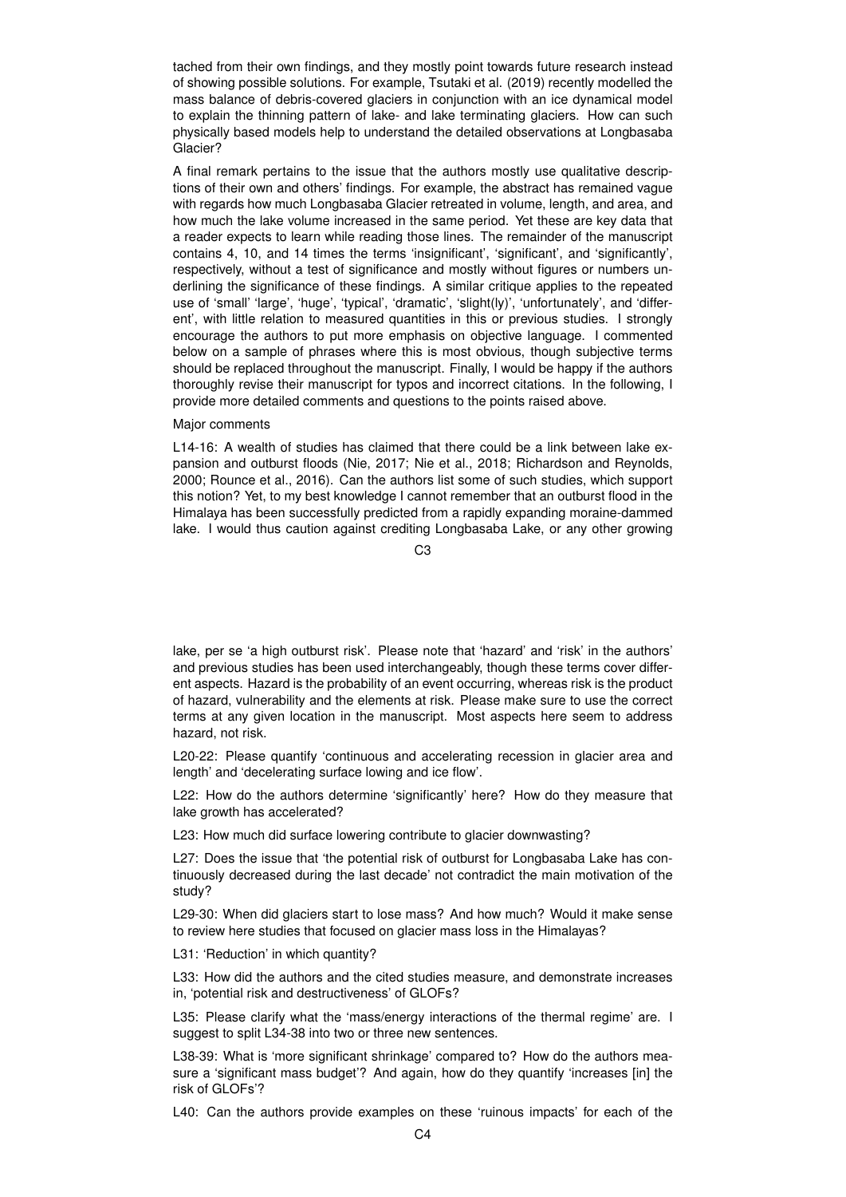tached from their own findings, and they mostly point towards future research instead of showing possible solutions. For example, Tsutaki et al. (2019) recently modelled the mass balance of debris-covered glaciers in conjunction with an ice dynamical model to explain the thinning pattern of lake- and lake terminating glaciers. How can such physically based models help to understand the detailed observations at Longbasaba Glacier?

A final remark pertains to the issue that the authors mostly use qualitative descriptions of their own and others' findings. For example, the abstract has remained vague with regards how much Longbasaba Glacier retreated in volume, length, and area, and how much the lake volume increased in the same period. Yet these are key data that a reader expects to learn while reading those lines. The remainder of the manuscript contains 4, 10, and 14 times the terms 'insignificant', 'significant', and 'significantly', respectively, without a test of significance and mostly without figures or numbers underlining the significance of these findings. A similar critique applies to the repeated use of 'small' 'large', 'huge', 'typical', 'dramatic', 'slight(ly)', 'unfortunately', and 'different', with little relation to measured quantities in this or previous studies. I strongly encourage the authors to put more emphasis on objective language. I commented below on a sample of phrases where this is most obvious, though subjective terms should be replaced throughout the manuscript. Finally, I would be happy if the authors thoroughly revise their manuscript for typos and incorrect citations. In the following, I provide more detailed comments and questions to the points raised above.

Major comments

L14-16: A wealth of studies has claimed that there could be a link between lake expansion and outburst floods (Nie, 2017; Nie et al., 2018; Richardson and Reynolds, 2000; Rounce et al., 2016). Can the authors list some of such studies, which support this notion? Yet, to my best knowledge I cannot remember that an outburst flood in the Himalaya has been successfully predicted from a rapidly expanding moraine-dammed lake. I would thus caution against crediting Longbasaba Lake, or any other growing lake, per se 'a high outburst risk'. Please note that 'hazard' and 'risk' in the authors' and previous studies has been used interchangeably, though these terms cover different aspects. Hazard is the probability of an event occurring, whereas risk is the product of hazard, vulnerability and the elements at risk. Please make sure to use the correct terms at any given location in the manuscript. Most aspects here seem to address hazard, not risk.

L20-22: Please quantify 'continuous and accelerating recession in glacier area and length' and 'decelerating surface lowing and ice flow'.

L22: How do the authors determine 'significantly' here? How do they measure that lake growth has accelerated?

L23: How much did surface lowering contribute to glacier downwasting?

L27: Does the issue that 'the potential risk of outburst for Longbasaba Lake has continuously decreased during the last decade' not contradict the main motivation of the study?

L29-30: When did glaciers start to lose mass? And how much? Would it make sense to review here studies that focused on glacier mass loss in the Himalayas?

L31: 'Reduction' in which quantity?

L33: How did the authors and the cited studies measure, and demonstrate increases in, 'potential risk and destructiveness' of GLOFs?

L35: Please clarify what the 'mass/energy interactions of the thermal regime' are. I suggest to split L34-38 into two or three new sentences.

L38-39: What is 'more significant shrinkage' compared to? How do the authors measure a 'significant mass budget'? And again, how do they quantify 'increases [in] the risk of GLOFs'?

L40: Can the authors provide examples on these 'ruinous impacts' for each of the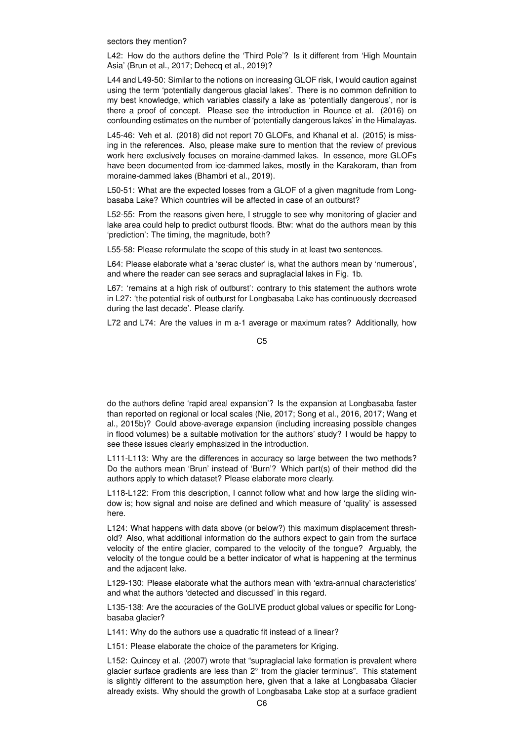sectors they mention?

L42: How do the authors define the 'Third Pole'? Is it different from 'High Mountain Asia' (Brun et al., 2017; Dehecq et al., 2019)?

L44 and L49-50: Similar to the notions on increasing GLOF risk, I would caution against using the term 'potentially dangerous glacial lakes'. There is no common definition to my best knowledge, which variables classify a lake as 'potentially dangerous', nor is there a proof of concept. Please see the introduction in Rounce et al. (2016) on confounding estimates on the number of 'potentially dangerous lakes' in the Himalayas.

L45-46: Veh et al. (2018) did not report 70 GLOFs, and Khanal et al. (2015) is missing in the references. Also, please make sure to mention that the review of previous work here exclusively focuses on moraine-dammed lakes. In essence, more GLOFs have been documented from ice-dammed lakes, mostly in the Karakoram, than from moraine-dammed lakes (Bhambri et al., 2019).

L50-51: What are the expected losses from a GLOF of a given magnitude from Longbasaba Lake? Which countries will be affected in case of an outburst?

L52-55: From the reasons given here, I struggle to see why monitoring of glacier and lake area could help to predict outburst floods. Btw: what do the authors mean by this 'prediction': The timing, the magnitude, both?

L55-58: Please reformulate the scope of this study in at least two sentences.

L64: Please elaborate what a 'serac cluster' is, what the authors mean by 'numerous', and where the reader can see seracs and supraglacial lakes in Fig. 1b.

L67: 'remains at a high risk of outburst': contrary to this statement the authors wrote in L27: 'the potential risk of outburst for Longbasaba Lake has continuously decreased during the last decade'. Please clarify.

L72 and L74: Are the values in m a-1 average or maximum rates? Additionally, how do the authors define 'rapid areal expansion'? Is the expansion at Longbasaba faster than reported on regional or local scales (Nie, 2017; Song et al., 2016, 2017; Wang et al., 2015b)? Could above-average expansion (including increasing possible changes in flood volumes) be a suitable motivation for the authors' study? I would be happy to see these issues clearly emphasized in the introduction.

L111-L113: Why are the differences in accuracy so large between the two methods? Do the authors mean 'Brun' instead of 'Burn'? Which part(s) of their method did the authors apply to which dataset? Please elaborate more clearly.

L118-L122: From this description, I cannot follow what and how large the sliding window is; how signal and noise are defined and which measure of 'quality' is assessed here.

L124: What happens with data above (or below?) this maximum displacement threshold? Also, what additional information do the authors expect to gain from the surface velocity of the entire glacier, compared to the velocity of the tongue? Arguably, the velocity of the tongue could be a better indicator of what is happening at the terminus and the adjacent lake.

L129-130: Please elaborate what the authors mean with 'extra-annual characteristics' and what the authors 'detected and discussed' in this regard.

L135-138: Are the accuracies of the GoLIVE product global values or specific for Longbasaba glacier?

L141: Why do the authors use a quadratic fit instead of a linear?

L151: Please elaborate the choice of the parameters for Kriging.

L152: Quincey et al. (2007) wrote that "supraglacial lake formation is prevalent where glacier surface gradients are less than 2° from the glacier terminus". This statement is slightly different to the assumption here, given that a lake at Longbasaba Glacier already exists. Why should the growth of Longbasaba Lake stop at a surface gradient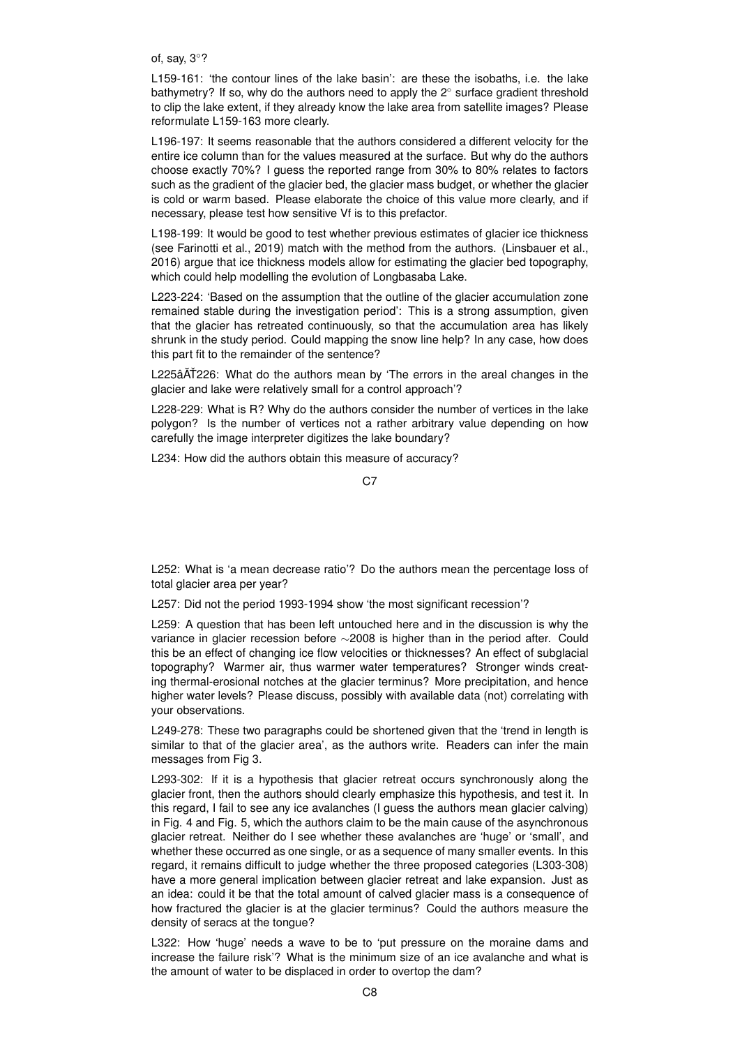of, say, 3°?

L159-161: 'the contour lines of the lake basin': are these the isobaths, i.e. the lake bathymetry? If so, why do the authors need to apply the 2° surface gradient threshold to clip the lake extent, if they already know the lake area from satellite images? Please reformulate L159-163 more clearly.

L196-197: It seems reasonable that the authors considered a different velocity for the entire ice column than for the values measured at the surface. But why do the authors choose exactly 70%? I guess the reported range from 30% to 80% relates to factors such as the gradient of the glacier bed, the glacier mass budget, or whether the glacier is cold or warm based. Please elaborate the choice of this value more clearly, and if necessary, please test how sensitive Vf is to this prefactor.

L198-199: It would be good to test whether previous estimates of glacier ice thickness (see Farinotti et al., 2019) match with the method from the authors. (Linsbauer et al., 2016) argue that ice thickness models allow for estimating the glacier bed topography, which could help modelling the evolution of Longbasaba Lake.

L223-224: 'Based on the assumption that the outline of the glacier accumulation zone remained stable during the investigation period': This is a strong assumption, given that the glacier has retreated continuously, so that the accumulation area has likely shrunk in the study period. Could mapping the snow line help? In any case, how does this part fit to the remainder of the sentence?

L225âĂŤ226: What do the authors mean by 'The errors in the areal changes in the glacier and lake were relatively small for a control approach'?

L228-229: What is R? Why do the authors consider the number of vertices in the lake polygon? Is the number of vertices not a rather arbitrary value depending on how carefully the image interpreter digitizes the lake boundary?

L234: How did the authors obtain this measure of accuracy?

L252: What is 'a mean decrease ratio'? Do the authors mean the percentage loss of total glacier area per year?

L257: Did not the period 1993-1994 show 'the most significant recession'?

L259: A question that has been left untouched here and in the discussion is why the variance in glacier recession before ∼2008 is higher than in the period after. Could this be an effect of changing ice flow velocities or thicknesses? An effect of subglacial topography? Warmer air, thus warmer water temperatures? Stronger winds creating thermal-erosional notches at the glacier terminus? More precipitation, and hence higher water levels? Please discuss, possibly with available data (not) correlating with your observations.

L249-278: These two paragraphs could be shortened given that the 'trend in length is similar to that of the glacier area', as the authors write. Readers can infer the main messages from Fig 3.

L293-302: If it is a hypothesis that glacier retreat occurs synchronously along the glacier front, then the authors should clearly emphasize this hypothesis, and test it. In this regard, I fail to see any ice avalanches (I guess the authors mean glacier calving) in Fig. 4 and Fig. 5, which the authors claim to be the main cause of the asynchronous glacier retreat. Neither do I see whether these avalanches are 'huge' or 'small', and whether these occurred as one single, or as a sequence of many smaller events. In this regard, it remains difficult to judge whether the three proposed categories (L303-308) have a more general implication between glacier retreat and lake expansion. Just as an idea: could it be that the total amount of calved glacier mass is a consequence of how fractured the glacier is at the glacier terminus? Could the authors measure the density of seracs at the tongue?

L322: How 'huge' needs a wave to be to 'put pressure on the moraine dams and increase the failure risk'? What is the minimum size of an ice avalanche and what is the amount of water to be displaced in order to overtop the dam?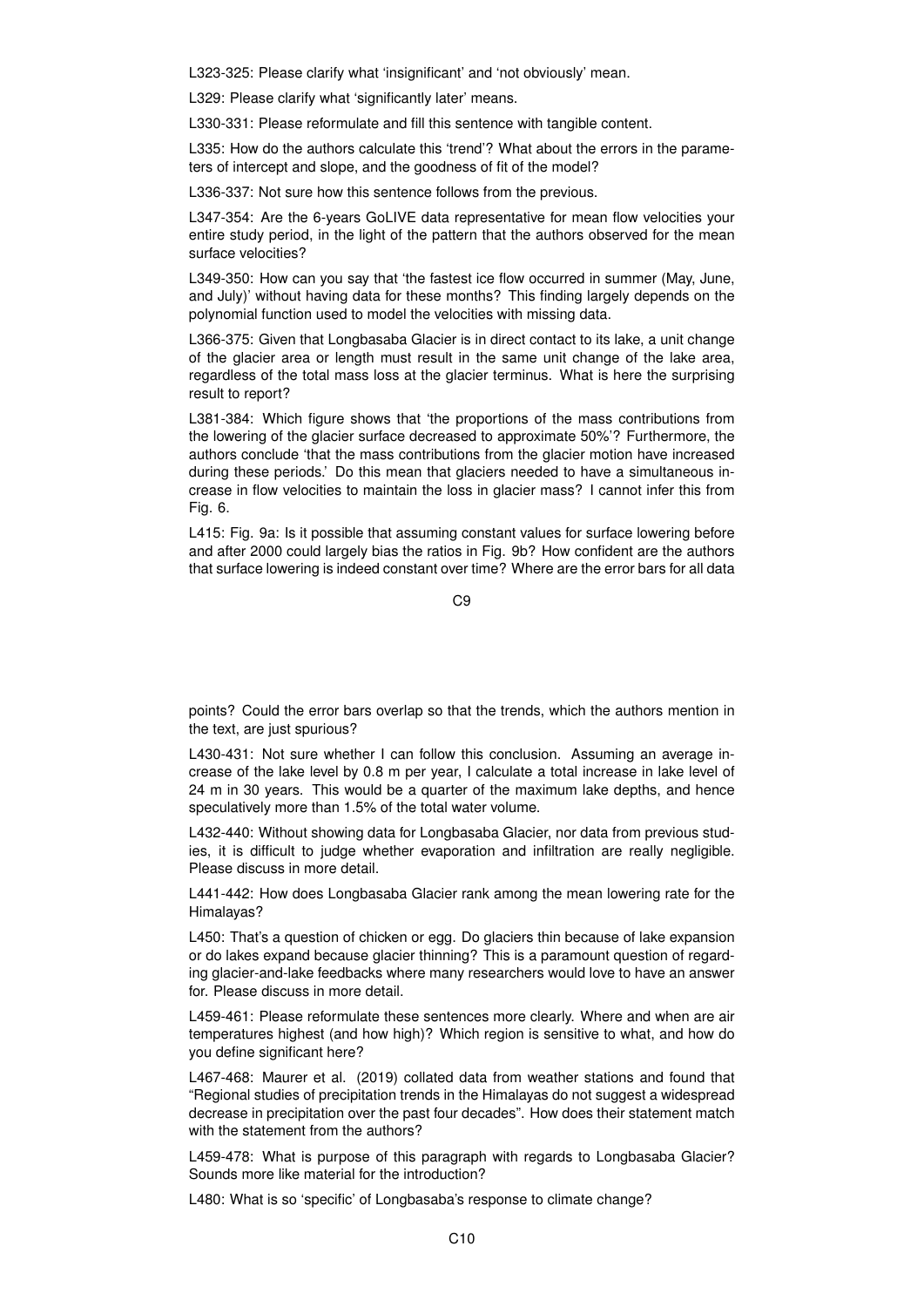L323-325: Please clarify what 'insignificant' and 'not obviously' mean.

L329: Please clarify what 'significantly later' means.

L330-331: Please reformulate and fill this sentence with tangible content.

L335: How do the authors calculate this 'trend'? What about the errors in the parameters of intercept and slope, and the goodness of fit of the model?

L336-337: Not sure how this sentence follows from the previous.

L347-354: Are the 6-years GoLIVE data representative for mean flow velocities your entire study period, in the light of the pattern that the authors observed for the mean surface velocities?

L349-350: How can you say that 'the fastest ice flow occurred in summer (May, June, and July)' without having data for these months? This finding largely depends on the polynomial function used to model the velocities with missing data.

L366-375: Given that Longbasaba Glacier is in direct contact to its lake, a unit change of the glacier area or length must result in the same unit change of the lake area, regardless of the total mass loss at the glacier terminus. What is here the surprising result to report?

L381-384: Which figure shows that 'the proportions of the mass contributions from the lowering of the glacier surface decreased to approximate 50%'? Furthermore, the authors conclude 'that the mass contributions from the glacier motion have increased during these periods.' Do this mean that glaciers needed to have a simultaneous increase in flow velocities to maintain the loss in glacier mass? I cannot infer this from Fig. 6.

L415: Fig. 9a: Is it possible that assuming constant values for surface lowering before and after 2000 could largely bias the ratios in Fig. 9b? How confident are the authors that surface lowering is indeed constant over time? Where are the error bars for all data points? Could the error bars overlap so that the trends, which the authors mention in the text, are just spurious?

L430-431: Not sure whether I can follow this conclusion. Assuming an average increase of the lake level by 0.8 m per year, I calculate a total increase in lake level of 24 m in 30 years. This would be a quarter of the maximum lake depths, and hence speculatively more than 1.5% of the total water volume.

L432-440: Without showing data for Longbasaba Glacier, nor data from previous studies, it is difficult to judge whether evaporation and infiltration are really negligible. Please discuss in more detail.

L441-442: How does Longbasaba Glacier rank among the mean lowering rate for the Himalayas?

L450: That's a question of chicken or egg. Do glaciers thin because of lake expansion or do lakes expand because glacier thinning? This is a paramount question of regarding glacier-and-lake feedbacks where many researchers would love to have an answer for. Please discuss in more detail.

L459-461: Please reformulate these sentences more clearly. Where and when are air temperatures highest (and how high)? Which region is sensitive to what, and how do you define significant here?

L467-468: Maurer et al. (2019) collated data from weather stations and found that "Regional studies of precipitation trends in the Himalayas do not suggest a widespread decrease in precipitation over the past four decades". How does their statement match with the statement from the authors?

L459-478: What is purpose of this paragraph with regards to Longbasaba Glacier? Sounds more like material for the introduction?

L480: What is so 'specific' of Longbasaba's response to climate change?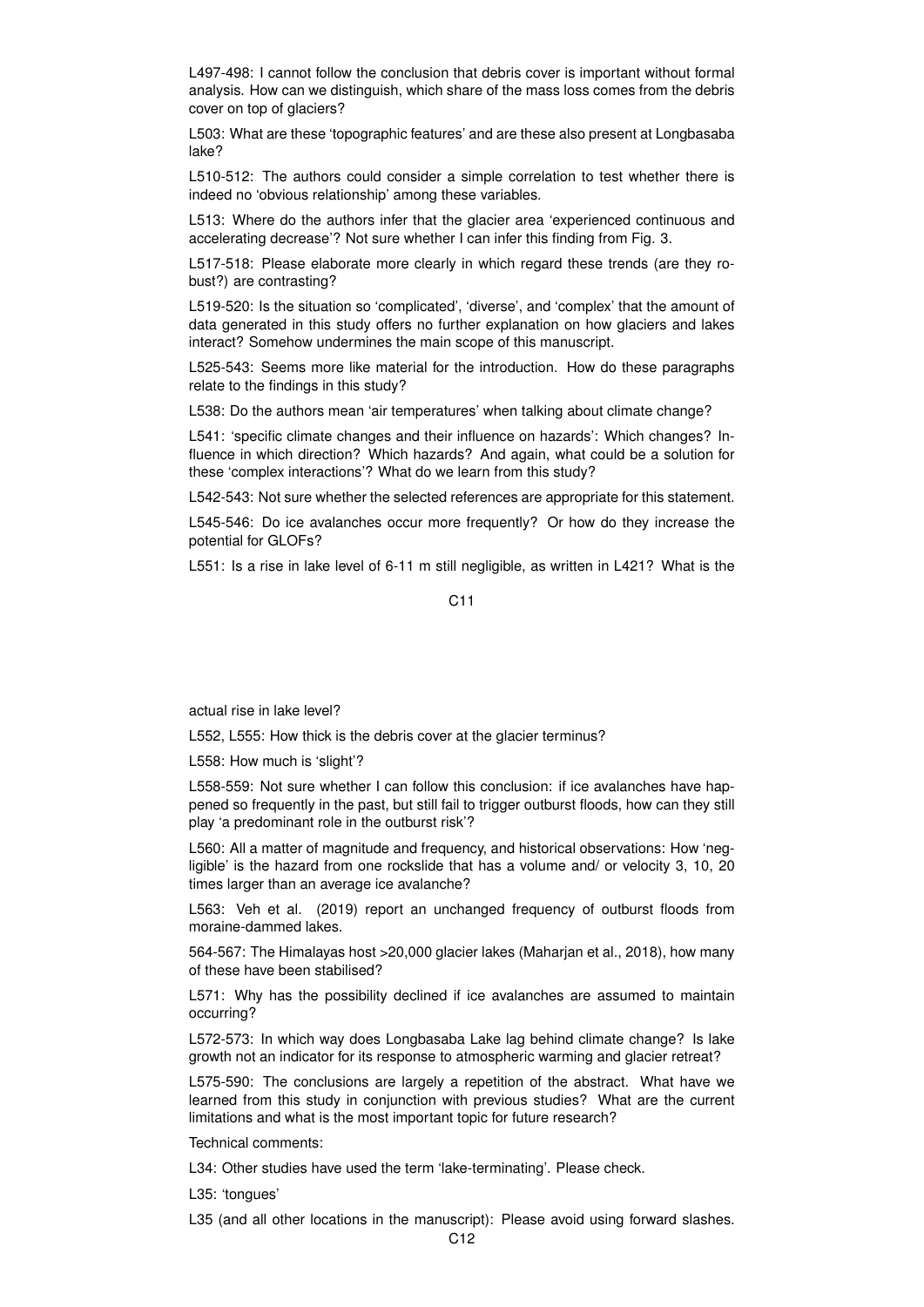L497-498: I cannot follow the conclusion that debris cover is important without formal analysis. How can we distinguish, which share of the mass loss comes from the debris cover on top of glaciers?

L503: What are these 'topographic features' and are these also present at Longbasaba lake?

L510-512: The authors could consider a simple correlation to test whether there is indeed no 'obvious relationship' among these variables.

L513: Where do the authors infer that the glacier area 'experienced continuous and accelerating decrease'? Not sure whether I can infer this finding from Fig. 3.

L517-518: Please elaborate more clearly in which regard these trends (are they robust?) are contrasting?

L519-520: Is the situation so 'complicated', 'diverse', and 'complex' that the amount of data generated in this study offers no further explanation on how glaciers and lakes interact? Somehow undermines the main scope of this manuscript.

L525-543: Seems more like material for the introduction. How do these paragraphs relate to the findings in this study?

L538: Do the authors mean 'air temperatures' when talking about climate change?

L541: 'specific climate changes and their influence on hazards': Which changes? Influence in which direction? Which hazards? And again, what could be a solution for these 'complex interactions'? What do we learn from this study?

L542-543: Not sure whether the selected references are appropriate for this statement.

L545-546: Do ice avalanches occur more frequently? Or how do they increase the potential for GLOFs?

L551: Is a rise in lake level of 6-11 m still negligible, as written in L421? What is the actual rise in lake level?

L552, L555: How thick is the debris cover at the glacier terminus?

L558: How much is 'slight'?

L558-559: Not sure whether I can follow this conclusion: if ice avalanches have happened so frequently in the past, but still fail to trigger outburst floods, how can they still play 'a predominant role in the outburst risk'?

L560: All a matter of magnitude and frequency, and historical observations: How 'negligible' is the hazard from one rockslide that has a volume and/ or velocity 3, 10, 20 times larger than an average ice avalanche?

L563: Veh et al. (2019) report an unchanged frequency of outburst floods from moraine-dammed lakes.

564-567: The Himalayas host >20,000 glacier lakes (Maharjan et al., 2018), how many of these have been stabilised?

L571: Why has the possibility declined if ice avalanches are assumed to maintain occurring?

L572-573: In which way does Longbasaba Lake lag behind climate change? Is lake growth not an indicator for its response to atmospheric warming and glacier retreat?

L575-590: The conclusions are largely a repetition of the abstract. What have we learned from this study in conjunction with previous studies? What are the current limitations and what is the most important topic for future research?

Technical comments:

L34: Other studies have used the term 'lake-terminating'. Please check.

L35: 'tongues'

L35 (and all other locations in the manuscript): Please avoid using forward slashes.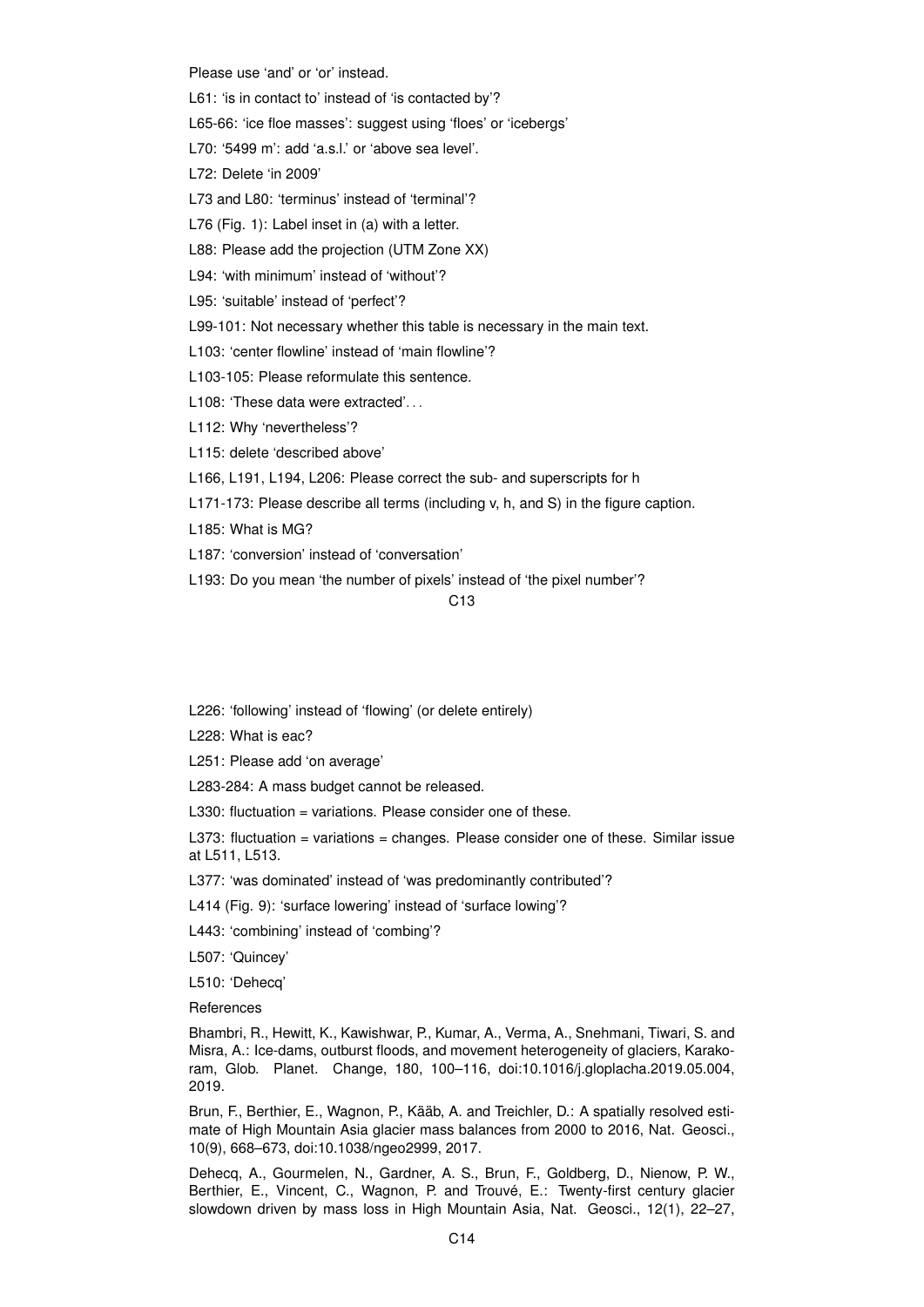Please use 'and' or 'or' instead.

L61: 'is in contact to' instead of 'is contacted by'?

L65-66: 'ice floe masses': suggest using 'floes' or 'icebergs'

L70: '5499 m': add 'a.s.l.' or 'above sea level'.

L72: Delete 'in 2009'

L73 and L80: 'terminus' instead of 'terminal'?

L76 (Fig. 1): Label inset in (a) with a letter.

L88: Please add the projection (UTM Zone XX)

L94: 'with minimum' instead of 'without'?

L95: 'suitable' instead of 'perfect'?

L99-101: Not necessary whether this table is necessary in the main text.

L103: 'center flowline' instead of 'main flowline'?

L103-105: Please reformulate this sentence.

L108: 'These data were extracted'. . .

L112: Why 'nevertheless'?

L115: delete 'described above'

L166, L191, L194, L206: Please correct the sub- and superscripts for h

L171-173: Please describe all terms (including v, h, and S) in the figure caption.

L185: What is MG?

L187: 'conversion' instead of 'conversation'

L193: Do you mean 'the number of pixels' instead of 'the pixel number'?

L226: 'following' instead of 'flowing' (or delete entirely)

L228: What is eac?

L251: Please add 'on average'

L283-284: A mass budget cannot be released.

L330: fluctuation = variations. Please consider one of these.

L373: fluctuation = variations = changes. Please consider one of these. Similar issue at L511, L513.

L377: 'was dominated' instead of 'was predominantly contributed'?

L414 (Fig. 9): 'surface lowering' instead of 'surface lowing'?

L443: 'combining' instead of 'combing'?

L507: 'Quincey'

L510: 'Dehecq'

References

Bhambri, R., Hewitt, K., Kawishwar, P., Kumar, A., Verma, A., Snehmani, Tiwari, S. and Misra, A.: Ice-dams, outburst floods, and movement heterogeneity of glaciers, Karakoram, Glob. Planet. Change, 180, 100–116, doi:10.1016/j.gloplacha.2019.05.004, 2019.

Brun, F., Berthier, E., Wagnon, P., Kääb, A. and Treichler, D.: A spatially resolved estimate of High Mountain Asia glacier mass balances from 2000 to 2016, Nat. Geosci., 10(9), 668–673, doi:10.1038/ngeo2999, 2017.

Dehecq, A., Gourmelen, N., Gardner, A. S., Brun, F., Goldberg, D., Nienow, P. W., Berthier, E., Vincent, C., Wagnon, P. and Trouvé, E.: Twenty-first century glacier slowdown driven by mass loss in High Mountain Asia, Nat. Geosci., 12(1), 22–27,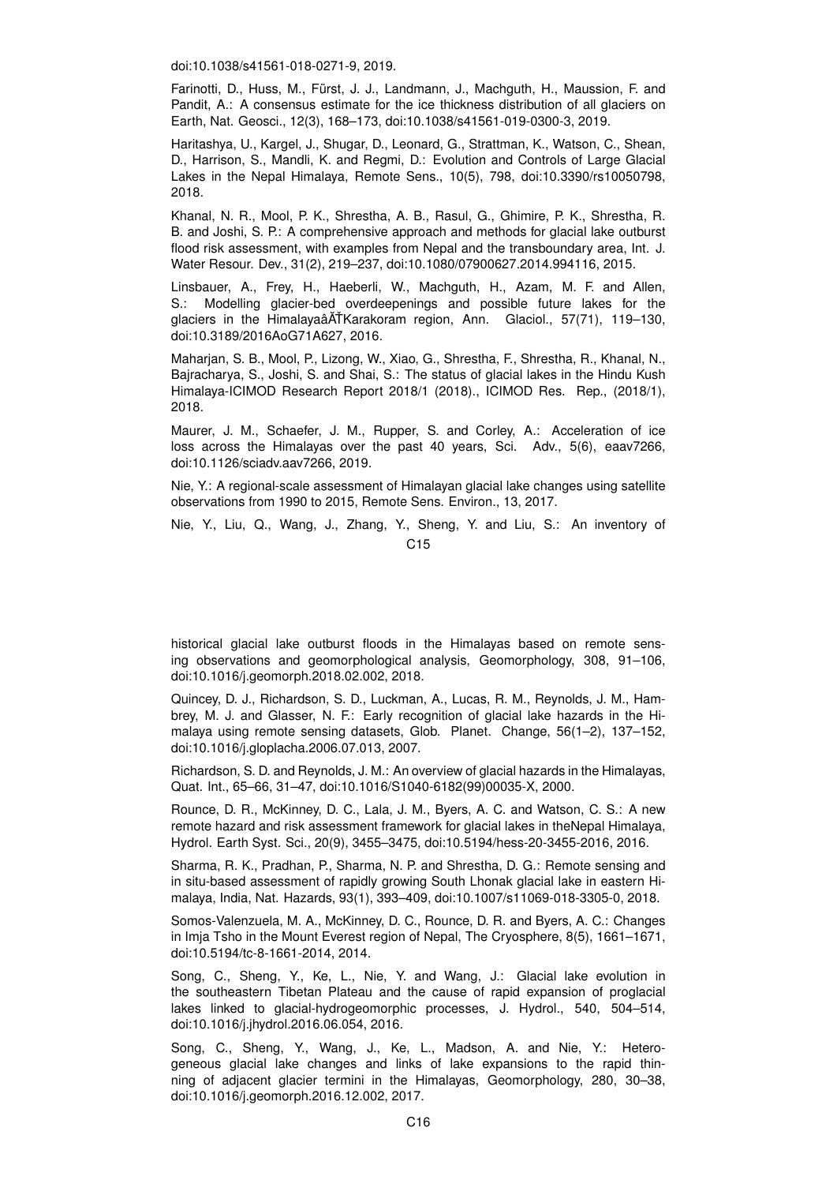doi:10.1038/s41561-018-0271-9, 2019.

Farinotti, D., Huss, M., Fürst, J. J., Landmann, J., Machguth, H., Maussion, F. and Pandit, A.: A consensus estimate for the ice thickness distribution of all glaciers on Earth, Nat. Geosci., 12(3), 168–173, doi:10.1038/s41561-019-0300-3, 2019.

Haritashya, U., Kargel, J., Shugar, D., Leonard, G., Strattman, K., Watson, C., Shean, D., Harrison, S., Mandli, K. and Regmi, D.: Evolution and Controls of Large Glacial Lakes in the Nepal Himalaya, Remote Sens., 10(5), 798, doi:10.3390/rs10050798, 2018.

Khanal, N. R., Mool, P. K., Shrestha, A. B., Rasul, G., Ghimire, P. K., Shrestha, R. B. and Joshi, S. P.: A comprehensive approach and methods for glacial lake outburst flood risk assessment, with examples from Nepal and the transboundary area, Int. J. Water Resour. Dev., 31(2), 219–237, doi:10.1080/07900627.2014.994116, 2015.

Linsbauer, A., Frey, H., Haeberli, W., Machguth, H., Azam, M. F. and Allen, S.: Modelling glacier-bed overdeepenings and possible future lakes for the glaciers in the HimalayaâĂŤKarakoram region, Ann. Glaciol., 57(71), 119–130, doi:10.3189/2016AoG71A627, 2016.

Maharjan, S. B., Mool, P., Lizong, W., Xiao, G., Shrestha, F., Shrestha, R., Khanal, N., Bajracharya, S., Joshi, S. and Shai, S.: The status of glacial lakes in the Hindu Kush Himalaya-ICIMOD Research Report 2018/1 (2018)., ICIMOD Res. Rep., (2018/1), 2018.

Maurer, J. M., Schaefer, J. M., Rupper, S. and Corley, A.: Acceleration of ice loss across the Himalayas over the past 40 years, Sci. Adv., 5(6), eaav7266, doi:10.1126/sciadv.aav7266, 2019.

Nie, Y.: A regional-scale assessment of Himalayan glacial lake changes using satellite observations from 1990 to 2015, Remote Sens. Environ., 13, 2017.

Nie, Y., Liu, Q., Wang, J., Zhang, Y., Sheng, Y. and Liu, S.: An inventory of historical glacial lake outburst floods in the Himalayas based on remote sensing observations and geomorphological analysis, Geomorphology, 308, 91–106, doi:10.1016/j.geomorph.2018.02.002, 2018.

Quincey, D. J., Richardson, S. D., Luckman, A., Lucas, R. M., Reynolds, J. M., Hambrey, M. J. and Glasser, N. F.: Early recognition of glacial lake hazards in the Himalaya using remote sensing datasets, Glob. Planet. Change, 56(1–2), 137–152, doi:10.1016/j.gloplacha.2006.07.013, 2007.

Richardson, S. D. and Reynolds, J. M.: An overview of glacial hazards in the Himalayas, Quat. Int., 65–66, 31–47, doi:10.1016/S1040-6182(99)00035-X, 2000.

Rounce, D. R., McKinney, D. C., Lala, J. M., Byers, A. C. and Watson, C. S.: A new remote hazard and risk assessment framework for glacial lakes in theNepal Himalaya, Hydrol. Earth Syst. Sci., 20(9), 3455–3475, doi:10.5194/hess-20-3455-2016, 2016.

Sharma, R. K., Pradhan, P., Sharma, N. P. and Shrestha, D. G.: Remote sensing and in situ-based assessment of rapidly growing South Lhonak glacial lake in eastern Himalaya, India, Nat. Hazards, 93(1), 393–409, doi:10.1007/s11069-018-3305-0, 2018.

Somos-Valenzuela, M. A., McKinney, D. C., Rounce, D. R. and Byers, A. C.: Changes in Imja Tsho in the Mount Everest region of Nepal, The Cryosphere, 8(5), 1661–1671, doi:10.5194/tc-8-1661-2014, 2014.

Song, C., Sheng, Y., Ke, L., Nie, Y. and Wang, J.: Glacial lake evolution in the southeastern Tibetan Plateau and the cause of rapid expansion of proglacial lakes linked to glacial-hydrogeomorphic processes, J. Hydrol., 540, 504–514, doi:10.1016/j.jhydrol.2016.06.054, 2016.

Song, C., Sheng, Y., Wang, J., Ke, L., Madson, A. and Nie, Y.: Heterogeneous glacial lake changes and links of lake expansions to the rapid thinning of adjacent glacier termini in the Himalayas, Geomorphology, 280, 30–38, doi:10.1016/j.geomorph.2016.12.002, 2017.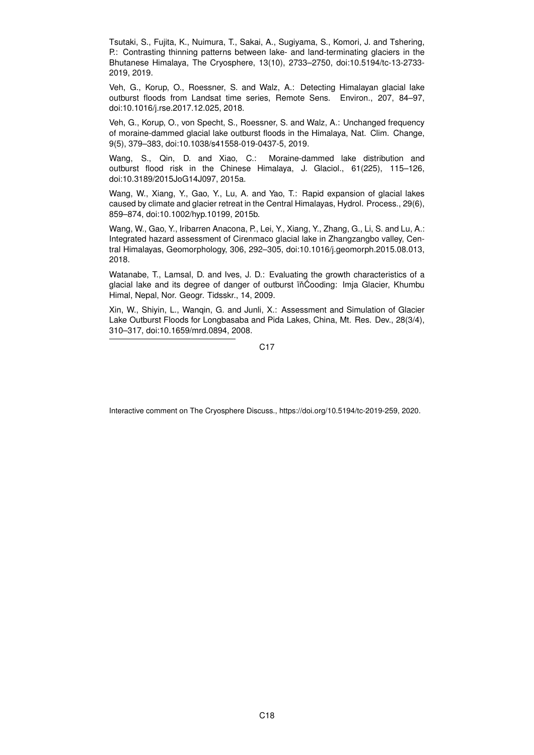Tsutaki, S., Fujita, K., Nuimura, T., Sakai, A., Sugiyama, S., Komori, J. and Tshering, P.: Contrasting thinning patterns between lake- and land-terminating glaciers in the Bhutanese Himalaya, The Cryosphere, 13(10), 2733–2750, doi:10.5194/tc-13-2733-2019, 2019.

Veh, G., Korup, O., Roessner, S. and Walz, A.: Detecting Himalayan glacial lake outburst floods from Landsat time series, Remote Sens. Environ., 207, 84–97, doi:10.1016/j.rse.2017.12.025, 2018.

Veh, G., Korup, O., von Specht, S., Roessner, S. and Walz, A.: Unchanged frequency of moraine-dammed glacial lake outburst floods in the Himalaya, Nat. Clim. Change, 9(5), 379–383, doi:10.1038/s41558-019-0437-5, 2019.

Wang, S., Qin, D. and Xiao, C.: Moraine-dammed lake distribution and outburst flood risk in the Chinese Himalaya, J. Glaciol., 61(225), 115–126, doi:10.3189/2015JoG14J097, 2015a.

Wang, W., Xiang, Y., Gao, Y., Lu, A. and Yao, T.: Rapid expansion of glacial lakes caused by climate and glacier retreat in the Central Himalayas, Hydrol. Process., 29(6), 859–874, doi:10.1002/hyp.10199, 2015b.

Wang, W., Gao, Y., Iribarren Anacona, P., Lei, Y., Xiang, Y., Zhang, G., Li, S. and Lu, A.: Integrated hazard assessment of Cirenmaco glacial lake in Zhangzangbo valley, Central Himalayas, Geomorphology, 306, 292–305, doi:10.1016/j.geomorph.2015.08.013, 2018.

Watanabe, T., Lamsal, D. and Ives, J. D.: Evaluating the growth characteristics of a glacial lake and its degree of danger of outburst ïňĆooding: Imja Glacier, Khumbu Himal, Nepal, Nor. Geogr. Tidsskr., 14, 2009.

Xin, W., Shiyin, L., Wanqin, G. and Junli, X.: Assessment and Simulation of Glacier Lake Outburst Floods for Longbasaba and Pida Lakes, China, Mt. Res. Dev., 28(3/4), 310–317, doi:10.1659/mrd.0894, 2008.

Interactive comment on The Cryosphere Discuss., https://doi.org/10.5194/tc-2019-259, 2020.